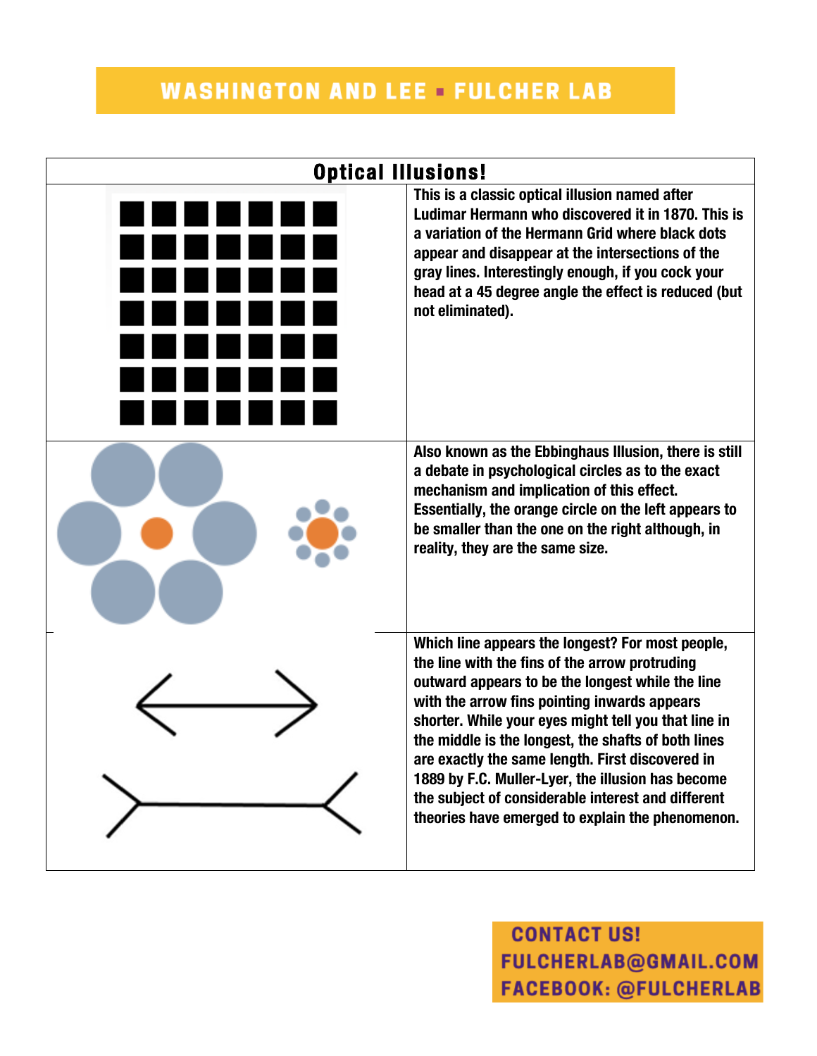# WASHINGTON AND LEE ▪ FULCHER LAB

| Optical Illusions! | |
|---|---|
| | This is a classic optical illusion named after Ludimar Hermann who discovered it in 1870. This is a variation of the Hermann Grid where black dots appear and disappear at the intersections of the gray lines. Interestingly enough, if you cock your head at a 45 degree angle the effect is reduced (but not eliminated). |
| | Also known as the Ebbinghaus Illusion, there is still a debate in psychological circles as to the exact mechanism and implication of this effect. Essentially, the orange circle on the left appears to be smaller than the one on the right although, in reality, they are the same size. |
| | Which line appears the longest? For most people, the line with the fins of the arrow protruding outward appears to be the longest while the line with the arrow fins pointing inwards appears shorter. While your eyes might tell you that line in the middle is the longest, the shafts of both lines are exactly the same length. First discovered in 1889 by F.C. Muller-Lyer, the illusion has become the subject of considerable interest and different theories have emerged to explain the phenomenon. |

**CONTACT US!**
**FULCHERLAB@GMAIL.COM**
**FACEBOOK: @FULCHERLAB**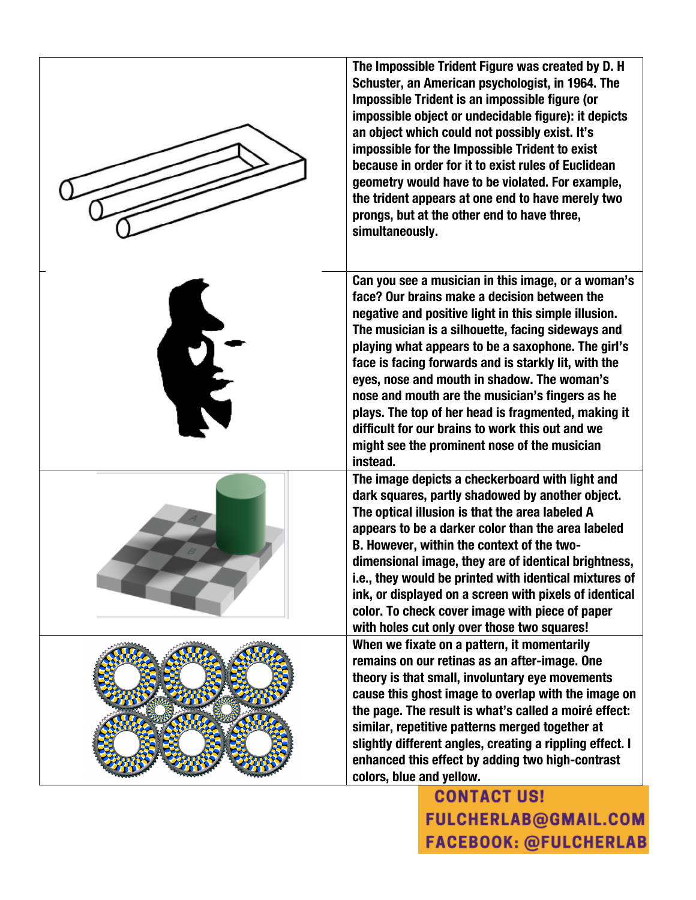| | |
|---|---|
| | The Impossible Trident Figure was created by D. H Schuster, an American psychologist, in 1964. The Impossible Trident is an impossible figure (or impossible object or undecidable figure): it depicts an object which could not possibly exist. It's impossible for the Impossible Trident to exist because in order for it to exist rules of Euclidean geometry would have to be violated. For example, the trident appears at one end to have merely two prongs, but at the other end to have three, simultaneously. |
| | Can you see a musician in this image, or a woman's face? Our brains make a decision between the negative and positive light in this simple illusion. The musician is a silhouette, facing sideways and playing what appears to be a saxophone. The girl's face is facing forwards and is starkly lit, with the eyes, nose and mouth in shadow. The woman's nose and mouth are the musician's fingers as he plays. The top of her head is fragmented, making it difficult for our brains to work this out and we might see the prominent nose of the musician instead. |
| | The image depicts a checkerboard with light and dark squares, partly shadowed by another object. The optical illusion is that the area labeled A appears to be a darker color than the area labeled B. However, within the context of the two-dimensional image, they are of identical brightness, i.e., they would be printed with identical mixtures of ink, or displayed on a screen with pixels of identical color. To check cover image with piece of paper with holes cut only over those two squares! |
| | When we fixate on a pattern, it momentarily remains on our retinas as an after-image. One theory is that small, involuntary eye movements cause this ghost image to overlap with the image on the page. The result is what's called a moiré effect: similar, repetitive patterns merged together at slightly different angles, creating a rippling effect. I enhanced this effect by adding two high-contrast colors, blue and yellow. |

**CONTACT US!**
**FULCHERLAB@GMAIL.COM**
**FACEBOOK: @FULCHERLAB**